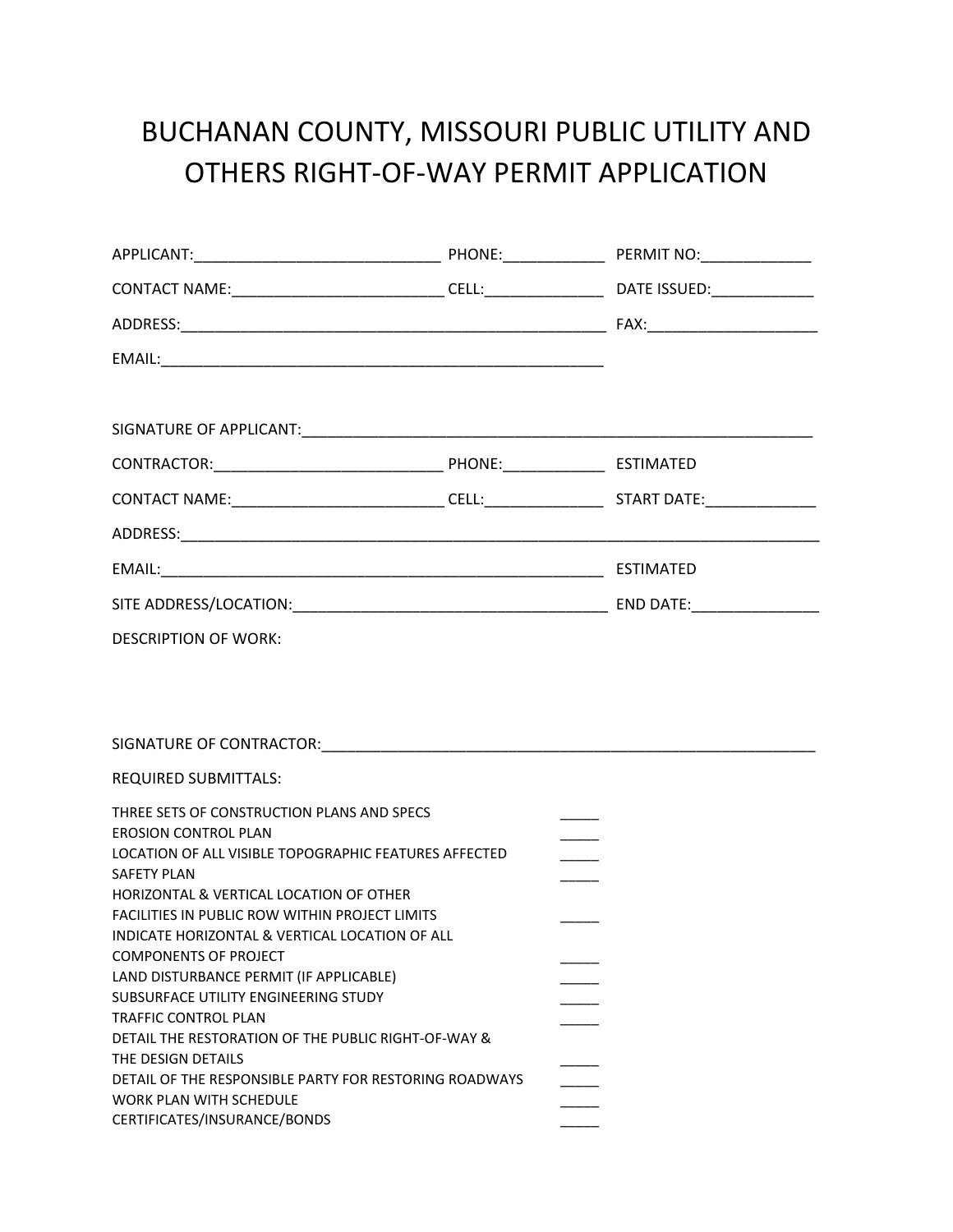# BUCHANAN COUNTY, MISSOURI PUBLIC UTILITY AND OTHERS RIGHT-OF-WAY PERMIT APPLICATION

APPLICANT:_____________________________ PHONE:____________ PERMIT NO:_____________

CONTACT NAME:_________________________ CELL:______________ DATE ISSUED:____________

ADDRESS:__________________________________________________ FAX:____________________

EMAIL:_____________________________________________________

SIGNATURE OF APPLICANT:_____________________________________________________________

CONTRACTOR:___________________________ PHONE:____________ ESTIMATED

CONTACT NAME:_________________________ CELL:______________ START DATE:_____________

ADDRESS:_____________________________________________________________________________

EMAIL:_____________________________________________________ ESTIMATED

SITE ADDRESS/LOCATION:____________________________________ END DATE:_______________

DESCRIPTION OF WORK:

SIGNATURE OF CONTRACTOR:__________________________________________________________

REQUIRED SUBMITTALS:

THREE SETS OF CONSTRUCTION PLANS AND SPECS _____
EROSION CONTROL PLAN _____
LOCATION OF ALL VISIBLE TOPOGRAPHIC FEATURES AFFECTED _____
SAFETY PLAN _____
HORIZONTAL & VERTICAL LOCATION OF OTHER FACILITIES IN PUBLIC ROW WITHIN PROJECT LIMITS _____
INDICATE HORIZONTAL & VERTICAL LOCATION OF ALL COMPONENTS OF PROJECT _____
LAND DISTURBANCE PERMIT (IF APPLICABLE) _____
SUBSURFACE UTILITY ENGINEERING STUDY _____
TRAFFIC CONTROL PLAN _____
DETAIL THE RESTORATION OF THE PUBLIC RIGHT-OF-WAY & THE DESIGN DETAILS _____
DETAIL OF THE RESPONSIBLE PARTY FOR RESTORING ROADWAYS _____
WORK PLAN WITH SCHEDULE _____
CERTIFICATES/INSURANCE/BONDS _____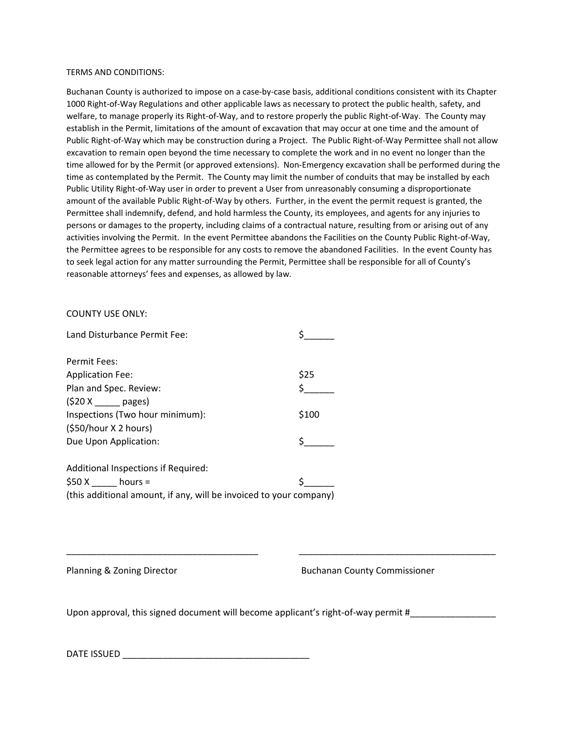TERMS AND CONDITIONS:

Buchanan County is authorized to impose on a case-by-case basis, additional conditions consistent with its Chapter 1000 Right-of-Way Regulations and other applicable laws as necessary to protect the public health, safety, and welfare, to manage properly its Right-of-Way, and to restore properly the public Right-of-Way. The County may establish in the Permit, limitations of the amount of excavation that may occur at one time and the amount of Public Right-of-Way which may be construction during a Project. The Public Right-of-Way Permittee shall not allow excavation to remain open beyond the time necessary to complete the work and in no event no longer than the time allowed for by the Permit (or approved extensions). Non-Emergency excavation shall be performed during the time as contemplated by the Permit. The County may limit the number of conduits that may be installed by each Public Utility Right-of-Way user in order to prevent a User from unreasonably consuming a disproportionate amount of the available Public Right-of-Way by others. Further, in the event the permit request is granted, the Permittee shall indemnify, defend, and hold harmless the County, its employees, and agents for any injuries to persons or damages to the property, including claims of a contractual nature, resulting from or arising out of any activities involving the Permit. In the event Permittee abandons the Facilities on the County Public Right-of-Way, the Permittee agrees to be responsible for any costs to remove the abandoned Facilities. In the event County has to seek legal action for any matter surrounding the Permit, Permittee shall be responsible for all of County's reasonable attorneys' fees and expenses, as allowed by law.

COUNTY USE ONLY:

Land Disturbance Permit Fee: $______

Permit Fees:
Application Fee: $25
Plan and Spec. Review: $______
($20 X _____ pages)
Inspections (Two hour minimum): $100
($50/hour X 2 hours)
Due Upon Application: $______

Additional Inspections if Required:
$50 X _____ hours = $______
(this additional amount, if any, will be invoiced to your company)

_______________________________________ _______________________________________

Planning & Zoning Director Buchanan County Commissioner

Upon approval, this signed document will become applicant's right-of-way permit #_________________

DATE ISSUED _____________________________________